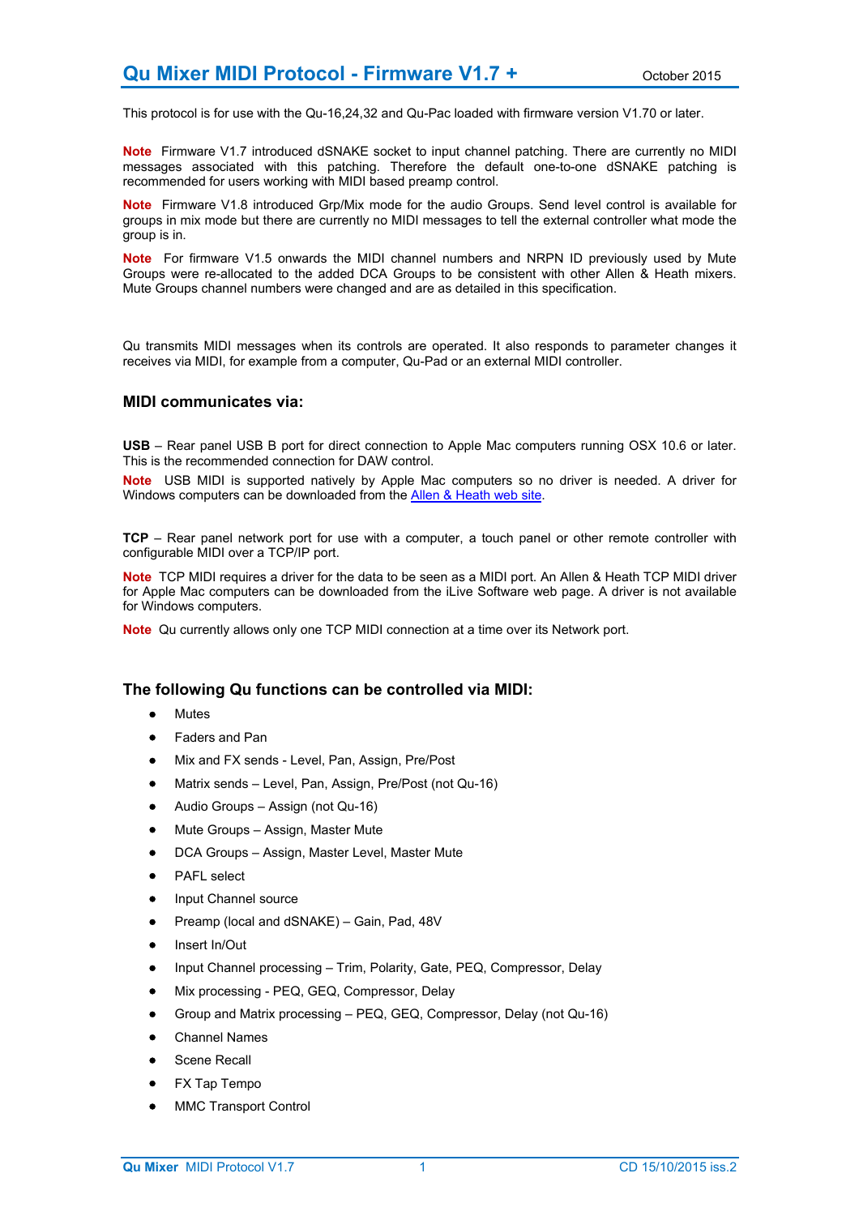# Qu Mixer MIDI Protocol - Firmware V1.7 +

October 2015

This protocol is for use with the Qu-16,24,32 and Qu-Pac loaded with firmware version V1.70 or later.

**Note** Firmware V1.7 introduced dSNAKE socket to input channel patching. There are currently no MIDI messages associated with this patching. Therefore the default one-to-one dSNAKE patching is recommended for users working with MIDI based preamp control.

**Note** Firmware V1.8 introduced Grp/Mix mode for the audio Groups. Send level control is available for groups in mix mode but there are currently no MIDI messages to tell the external controller what mode the group is in.

**Note** For firmware V1.5 onwards the MIDI channel numbers and NRPN ID previously used by Mute Groups were re-allocated to the added DCA Groups to be consistent with other Allen & Heath mixers. Mute Groups channel numbers were changed and are as detailed in this specification.

Qu transmits MIDI messages when its controls are operated. It also responds to parameter changes it receives via MIDI, for example from a computer, Qu-Pad or an external MIDI controller.

## MIDI communicates via:

**USB** – Rear panel USB B port for direct connection to Apple Mac computers running OSX 10.6 or later. This is the recommended connection for DAW control.

**Note** USB MIDI is supported natively by Apple Mac computers so no driver is needed. A driver for Windows computers can be downloaded from the Allen & Heath web site.

**TCP** – Rear panel network port for use with a computer, a touch panel or other remote controller with configurable MIDI over a TCP/IP port.

**Note** TCP MIDI requires a driver for the data to be seen as a MIDI port. An Allen & Heath TCP MIDI driver for Apple Mac computers can be downloaded from the iLive Software web page. A driver is not available for Windows computers.

**Note** Qu currently allows only one TCP MIDI connection at a time over its Network port.

## The following Qu functions can be controlled via MIDI:

- Mutes
- Faders and Pan
- Mix and FX sends - Level, Pan, Assign, Pre/Post
- Matrix sends – Level, Pan, Assign, Pre/Post (not Qu-16)
- Audio Groups – Assign (not Qu-16)
- Mute Groups – Assign, Master Mute
- DCA Groups – Assign, Master Level, Master Mute
- PAFL select
- Input Channel source
- Preamp (local and dSNAKE) – Gain, Pad, 48V
- Insert In/Out
- Input Channel processing – Trim, Polarity, Gate, PEQ, Compressor, Delay
- Mix processing - PEQ, GEQ, Compressor, Delay
- Group and Matrix processing – PEQ, GEQ, Compressor, Delay (not Qu-16)
- Channel Names
- Scene Recall
- FX Tap Tempo
- MMC Transport Control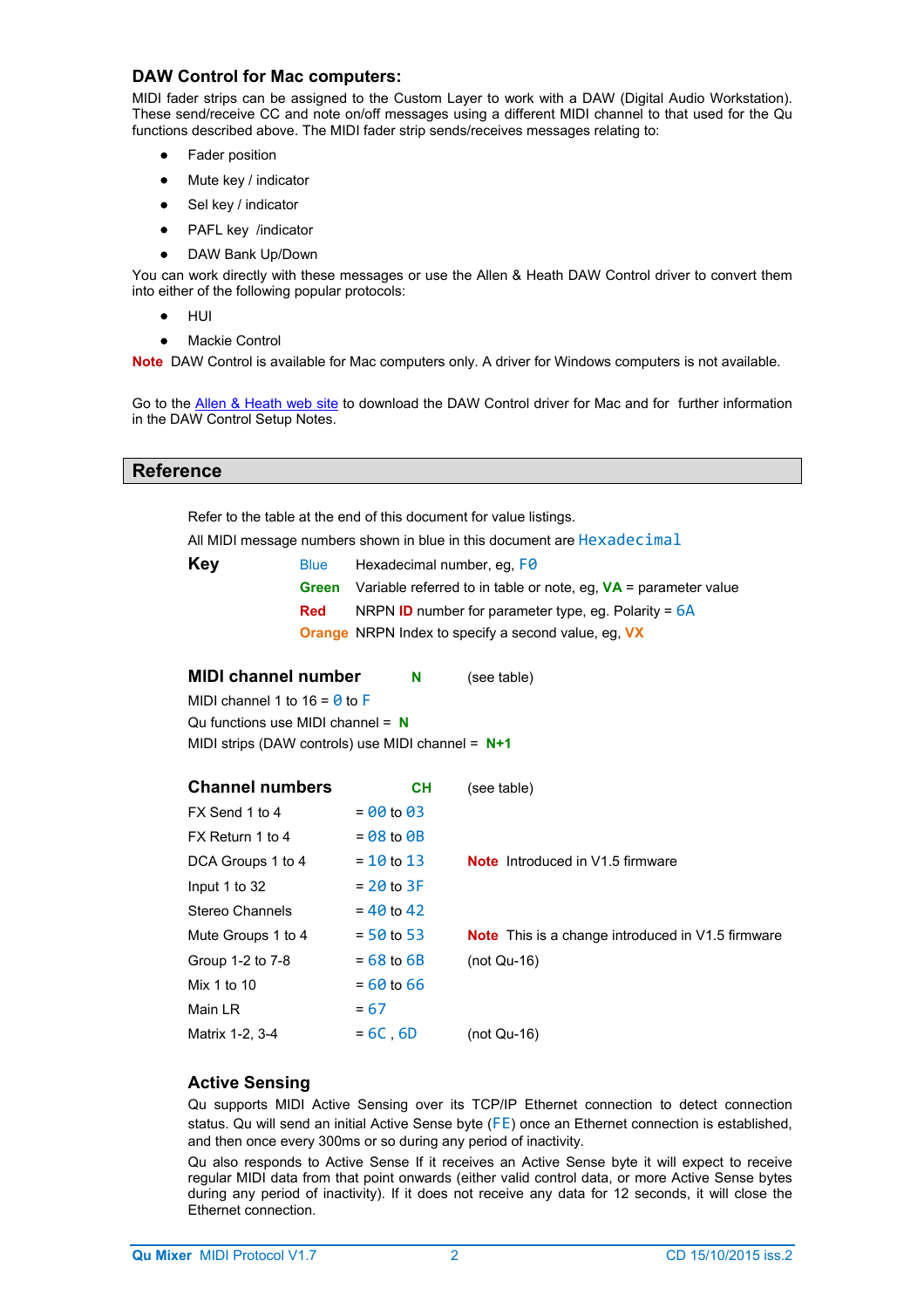## DAW Control for Mac computers:

MIDI fader strips can be assigned to the Custom Layer to work with a DAW (Digital Audio Workstation). These send/receive CC and note on/off messages using a different MIDI channel to that used for the Qu functions described above. The MIDI fader strip sends/receives messages relating to:

- Fader position
- Mute key / indicator
- Sel key / indicator
- PAFL key /indicator
- DAW Bank Up/Down

You can work directly with these messages or use the Allen & Heath DAW Control driver to convert them into either of the following popular protocols:

- HUI
- Mackie Control

**Note** DAW Control is available for Mac computers only. A driver for Windows computers is not available.

Go to the Allen & Heath web site to download the DAW Control driver for Mac and for further information in the DAW Control Setup Notes.

# Reference

Refer to the table at the end of this document for value listings.

All MIDI message numbers shown in blue in this document are Hexadecimal

| **Key** | | |
|---|---|---|
| | Blue | Hexadecimal number, eg, F0 |
| | **Green** | Variable referred to in table or note, eg, **VA** = parameter value |
| | **Red** | NRPN **ID** number for parameter type, eg. Polarity = 6A |
| | **Orange** | NRPN Index to specify a second value, eg, **VX** |

### MIDI channel number **N** (see table)

MIDI channel 1 to 16 = 0 to F

Qu functions use MIDI channel = **N**

MIDI strips (DAW controls) use MIDI channel = **N+1**

### Channel numbers **CH** (see table)

| | | |
|---|---|---|
| FX Send 1 to 4 | = 00 to 03 | |
| FX Return 1 to 4 | = 08 to 0B | |
| DCA Groups 1 to 4 | = 10 to 13 | **Note** Introduced in V1.5 firmware |
| Input 1 to 32 | = 20 to 3F | |
| Stereo Channels | = 40 to 42 | |
| Mute Groups 1 to 4 | = 50 to 53 | **Note** This is a change introduced in V1.5 firmware |
| Group 1-2 to 7-8 | = 68 to 6B | (not Qu-16) |
| Mix 1 to 10 | = 60 to 66 | |
| Main LR | = 67 | |
| Matrix 1-2, 3-4 | = 6C , 6D | (not Qu-16) |

### Active Sensing

Qu supports MIDI Active Sensing over its TCP/IP Ethernet connection to detect connection status. Qu will send an initial Active Sense byte (FE) once an Ethernet connection is established, and then once every 300ms or so during any period of inactivity.

Qu also responds to Active Sense If it receives an Active Sense byte it will expect to receive regular MIDI data from that point onwards (either valid control data, or more Active Sense bytes during any period of inactivity). If it does not receive any data for 12 seconds, it will close the Ethernet connection.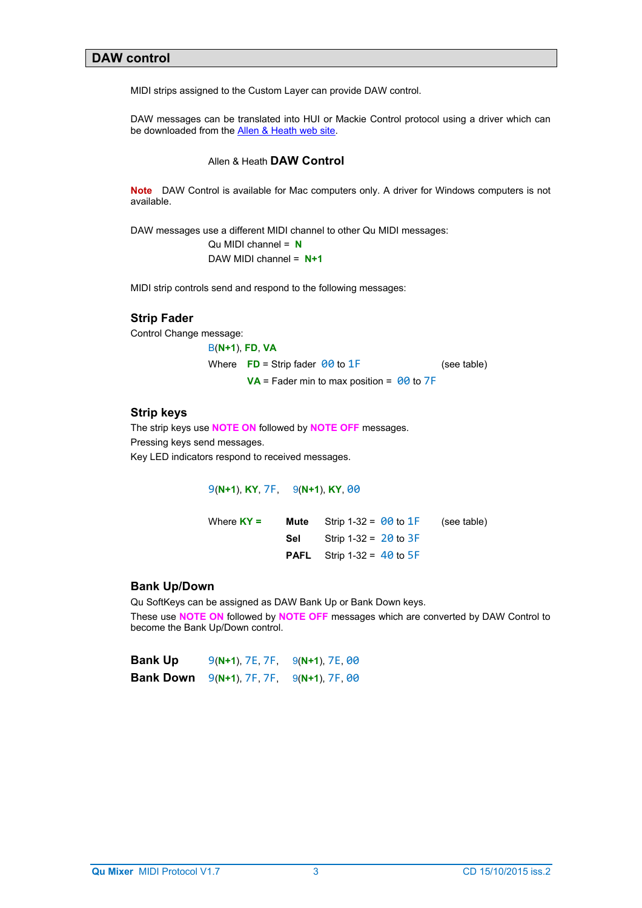## DAW control

MIDI strips assigned to the Custom Layer can provide DAW control.

DAW messages can be translated into HUI or Mackie Control protocol using a driver which can be downloaded from the Allen & Heath web site.

Allen & Heath **DAW Control**

**Note** DAW Control is available for Mac computers only. A driver for Windows computers is not available.

DAW messages use a different MIDI channel to other Qu MIDI messages:

Qu MIDI channel = **N**

DAW MIDI channel = **N+1**

MIDI strip controls send and respond to the following messages:

### Strip Fader

Control Change message:

B(**N+1**), **FD**, **VA**

Where **FD** = Strip fader 00 to 1F (see table)

**VA** = Fader min to max position = 00 to 7F

### Strip keys

The strip keys use **NOTE ON** followed by **NOTE OFF** messages.
Pressing keys send messages.
Key LED indicators respond to received messages.

9(**N+1**), **KY**, 7F, 9(**N+1**), **KY**, 00

Where **KY** =

| | | | |
|---|---|---|---|
| **Mute** | Strip 1-32 = | 00 to 1F | (see table) |
| **Sel** | Strip 1-32 = | 20 to 3F | |
| **PAFL** | Strip 1-32 = | 40 to 5F | |

### Bank Up/Down

Qu SoftKeys can be assigned as DAW Bank Up or Bank Down keys.
These use **NOTE ON** followed by **NOTE OFF** messages which are converted by DAW Control to become the Bank Up/Down control.

**Bank Up** 9(**N+1**), 7E, 7F, 9(**N+1**), 7E, 00

**Bank Down** 9(**N+1**), 7F, 7F, 9(**N+1**), 7F, 00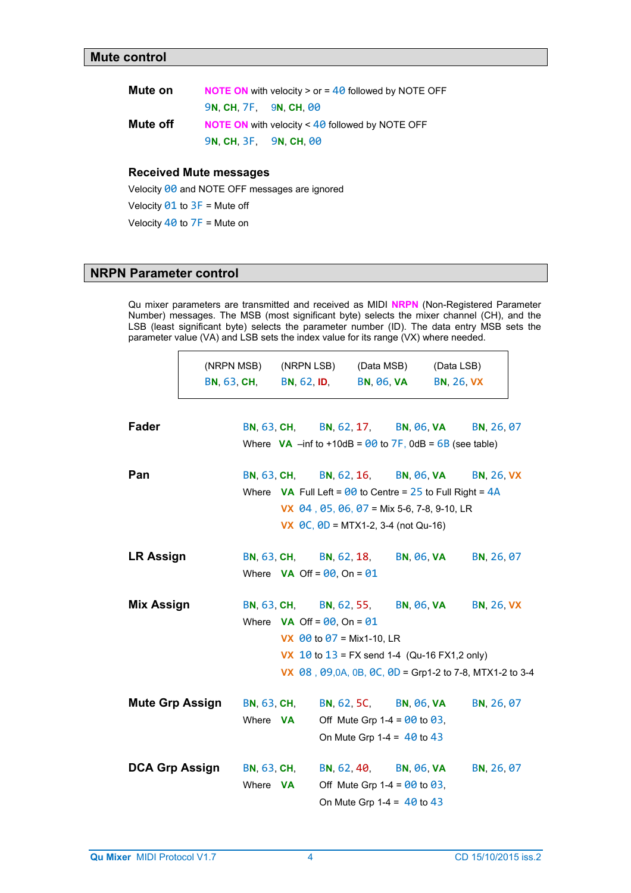## Mute control

**Mute on** NOTE ON with velocity > or = 40 followed by NOTE OFF

9N, CH, 7F, 9N, CH, 00

**Mute off** NOTE ON with velocity < 40 followed by NOTE OFF

9N, CH, 3F, 9N, CH, 00

### Received Mute messages

Velocity 00 and NOTE OFF messages are ignored

Velocity 01 to 3F = Mute off

Velocity 40 to 7F = Mute on

## NRPN Parameter control

Qu mixer parameters are transmitted and received as MIDI NRPN (Non-Registered Parameter Number) messages. The MSB (most significant byte) selects the mixer channel (CH), and the LSB (least significant byte) selects the parameter number (ID). The data entry MSB sets the parameter value (VA) and LSB sets the index value for its range (VX) where needed.

| (NRPN MSB) | (NRPN LSB) | (Data MSB) | (Data LSB) |
|---|---|---|---|
| BN, 63, CH, | BN, 62, ID, | BN, 06, VA | BN, 26, VX |

**Fader** BN, 63, CH, BN, 62, 17, BN, 06, VA BN, 26, 07

Where VA –inf to +10dB = 00 to 7F, 0dB = 6B (see table)

**Pan** BN, 63, CH, BN, 62, 16, BN, 06, VA BN, 26, VX

Where VA Full Left = 00 to Centre = 25 to Full Right = 4A

VX 04 , 05, 06, 07 = Mix 5-6, 7-8, 9-10, LR

VX 0C, 0D = MTX1-2, 3-4 (not Qu-16)

**LR Assign** BN, 63, CH, BN, 62, 18, BN, 06, VA BN, 26, 07

Where VA Off = 00, On = 01

**Mix Assign** BN, 63, CH, BN, 62, 55, BN, 06, VA BN, 26, VX

Where VA Off = 00, On = 01

VX 00 to 07 = Mix1-10, LR

VX 10 to 13 = FX send 1-4 (Qu-16 FX1,2 only)

VX 08 , 09,0A, 0B, 0C, 0D = Grp1-2 to 7-8, MTX1-2 to 3-4

**Mute Grp Assign** BN, 63, CH, BN, 62, 5C, BN, 06, VA BN, 26, 07

Where VA Off Mute Grp 1-4 = 00 to 03,

On Mute Grp 1-4 = 40 to 43

**DCA Grp Assign** BN, 63, CH, BN, 62, 40, BN, 06, VA BN, 26, 07

Where VA Off Mute Grp 1-4 = 00 to 03,

On Mute Grp 1-4 = 40 to 43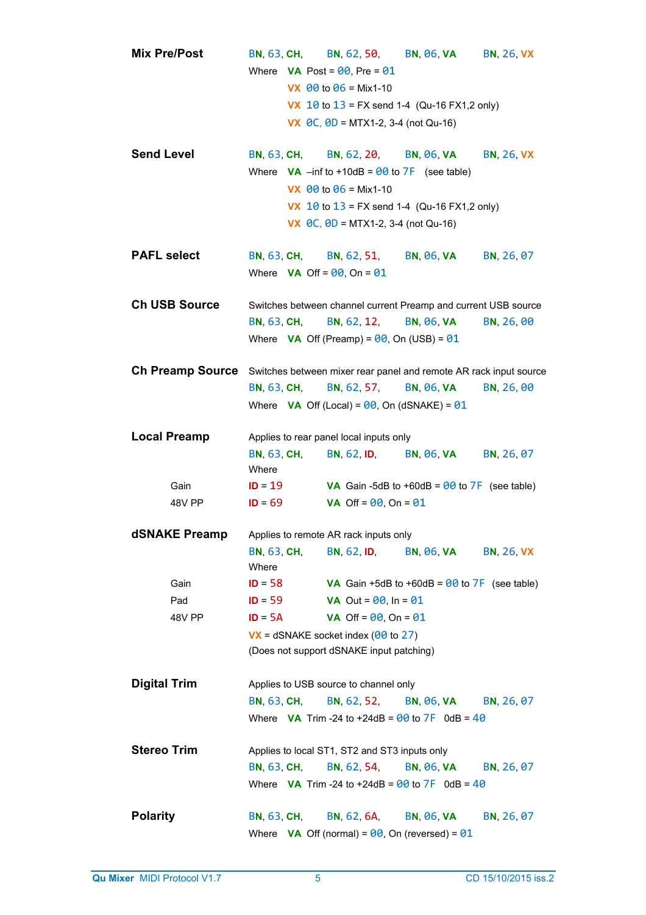### Mix Pre/Post

BN, 63, CH,    BN, 62, 50,    BN, 06, VA    BN, 26, VX

Where  VA  Post = 00, Pre = 01
VX  00 to 06 = Mix1-10
VX  10 to 13 = FX send 1-4  (Qu-16 FX1,2 only)
VX  0C, 0D = MTX1-2, 3-4 (not Qu-16)

### Send Level

BN, 63, CH,    BN, 62, 20,    BN, 06, VA    BN, 26, VX

Where  VA  –inf to +10dB = 00 to 7F  (see table)
VX  00 to 06 = Mix1-10
VX  10 to 13 = FX send 1-4  (Qu-16 FX1,2 only)
VX  0C, 0D = MTX1-2, 3-4 (not Qu-16)

### PAFL select

BN, 63, CH,    BN, 62, 51,    BN, 06, VA    BN, 26, 07

Where  VA  Off = 00, On = 01

### Ch USB Source

Switches between channel current Preamp and current USB source

BN, 63, CH,    BN, 62, 12,    BN, 06, VA    BN, 26, 00

Where  VA  Off (Preamp) = 00, On (USB) = 01

### Ch Preamp Source

Switches between mixer rear panel and remote AR rack input source

BN, 63, CH,    BN, 62, 57,    BN, 06, VA    BN, 26, 00

Where  VA  Off (Local) = 00, On (dSNAKE) = 01

### Local Preamp

Applies to rear panel local inputs only

BN, 63, CH,    BN, 62, ID,    BN, 06, VA    BN, 26, 07

Where

| | | |
|---|---|---|
| Gain | ID = 19 | VA  Gain -5dB to +60dB = 00 to 7F  (see table) |
| 48V PP | ID = 69 | VA  Off = 00, On = 01 |

### dSNAKE Preamp

Applies to remote AR rack inputs only

BN, 63, CH,    BN, 62, ID,    BN, 06, VA    BN, 26, VX

Where

| | | |
|---|---|---|
| Gain | ID = 58 | VA  Gain +5dB to +60dB = 00 to 7F  (see table) |
| Pad | ID = 59 | VA  Out = 00, In = 01 |
| 48V PP | ID = 5A | VA  Off = 00, On = 01 |

VX = dSNAKE socket index (00 to 27)
(Does not support dSNAKE input patching)

### Digital Trim

Applies to USB source to channel only

BN, 63, CH,    BN, 62, 52,    BN, 06, VA    BN, 26, 07

Where  VA  Trim -24 to +24dB = 00 to 7F  0dB = 40

### Stereo Trim

Applies to local ST1, ST2 and ST3 inputs only

BN, 63, CH,    BN, 62, 54,    BN, 06, VA    BN, 26, 07

Where  VA  Trim -24 to +24dB = 00 to 7F  0dB = 40

### Polarity

BN, 63, CH,    BN, 62, 6A,    BN, 06, VA    BN, 26, 07

Where  VA  Off (normal) = 00, On (reversed) = 01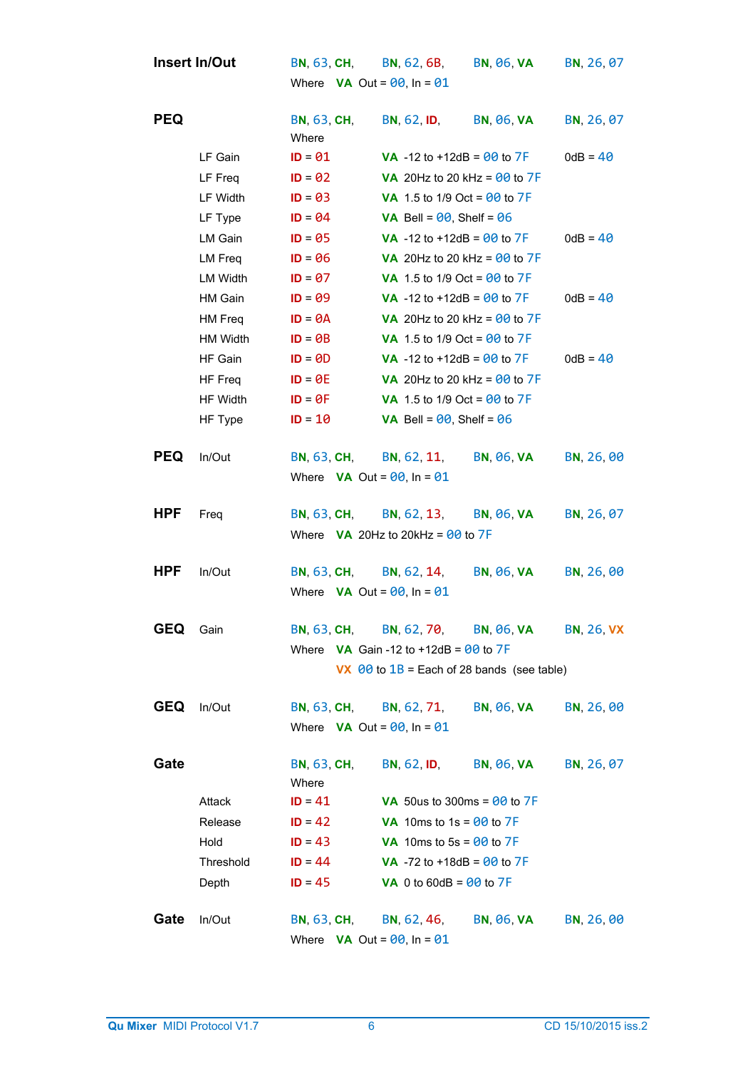**Insert In/Out** BN, 63, CH, BN, 62, 6B, BN, 06, VA BN, 26, 07
Where VA Out = 00, In = 01

**PEQ** BN, 63, CH, BN, 62, ID, BN, 06, VA BN, 26, 07
Where

| | | | |
|---|---|---|---|
| LF Gain | ID = 01 | VA -12 to +12dB = 00 to 7F | 0dB = 40 |
| LF Freq | ID = 02 | VA 20Hz to 20 kHz = 00 to 7F | |
| LF Width | ID = 03 | VA 1.5 to 1/9 Oct = 00 to 7F | |
| LF Type | ID = 04 | VA Bell = 00, Shelf = 06 | |
| LM Gain | ID = 05 | VA -12 to +12dB = 00 to 7F | 0dB = 40 |
| LM Freq | ID = 06 | VA 20Hz to 20 kHz = 00 to 7F | |
| LM Width | ID = 07 | VA 1.5 to 1/9 Oct = 00 to 7F | |
| HM Gain | ID = 09 | VA -12 to +12dB = 00 to 7F | 0dB = 40 |
| HM Freq | ID = 0A | VA 20Hz to 20 kHz = 00 to 7F | |
| HM Width | ID = 0B | VA 1.5 to 1/9 Oct = 00 to 7F | |
| HF Gain | ID = 0D | VA -12 to +12dB = 00 to 7F | 0dB = 40 |
| HF Freq | ID = 0E | VA 20Hz to 20 kHz = 00 to 7F | |
| HF Width | ID = 0F | VA 1.5 to 1/9 Oct = 00 to 7F | |
| HF Type | ID = 10 | VA Bell = 00, Shelf = 06 | |

**PEQ** In/Out BN, 63, CH, BN, 62, 11, BN, 06, VA BN, 26, 00
Where VA Out = 00, In = 01

**HPF** Freq BN, 63, CH, BN, 62, 13, BN, 06, VA BN, 26, 07
Where VA 20Hz to 20kHz = 00 to 7F

**HPF** In/Out BN, 63, CH, BN, 62, 14, BN, 06, VA BN, 26, 00
Where VA Out = 00, In = 01

**GEQ** Gain BN, 63, CH, BN, 62, 70, BN, 06, VA BN, 26, VX
Where VA Gain -12 to +12dB = 00 to 7F
VX 00 to 1B = Each of 28 bands (see table)

**GEQ** In/Out BN, 63, CH, BN, 62, 71, BN, 06, VA BN, 26, 00
Where VA Out = 00, In = 01

**Gate** BN, 63, CH, BN, 62, ID, BN, 06, VA BN, 26, 07
Where

| | | |
|---|---|---|
| Attack | ID = 41 | VA 50us to 300ms = 00 to 7F |
| Release | ID = 42 | VA 10ms to 1s = 00 to 7F |
| Hold | ID = 43 | VA 10ms to 5s = 00 to 7F |
| Threshold | ID = 44 | VA -72 to +18dB = 00 to 7F |
| Depth | ID = 45 | VA 0 to 60dB = 00 to 7F |

**Gate** In/Out BN, 63, CH, BN, 62, 46, BN, 06, VA BN, 26, 00
Where VA Out = 00, In = 01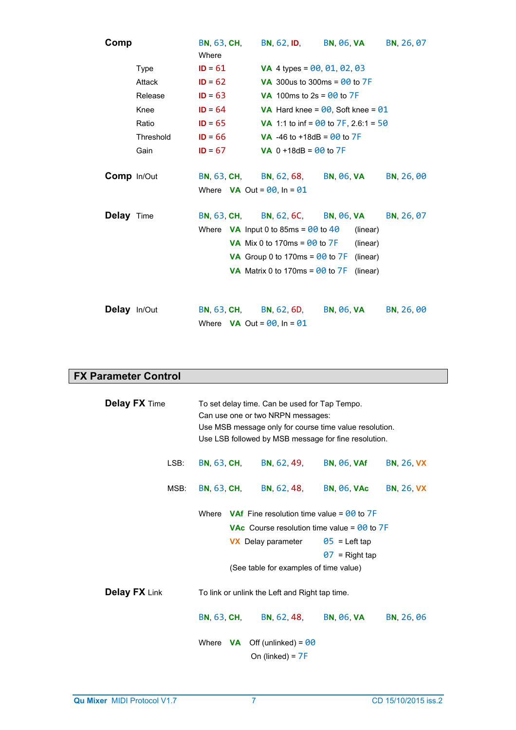**Comp** BN, 63, CH, BN, 62, ID, BN, 06, VA BN, 26, 07

Where

| Parameter | ID | VA |
|---|---|---|
| Type | ID = 61 | VA 4 types = 00, 01, 02, 03 |
| Attack | ID = 62 | VA 300us to 300ms = 00 to 7F |
| Release | ID = 63 | VA 100ms to 2s = 00 to 7F |
| Knee | ID = 64 | VA Hard knee = 00, Soft knee = 01 |
| Ratio | ID = 65 | VA 1:1 to inf = 00 to 7F, 2.6:1 = 50 |
| Threshold | ID = 66 | VA -46 to +18dB = 00 to 7F |
| Gain | ID = 67 | VA 0 +18dB = 00 to 7F |

**Comp** In/Out BN, 63, CH, BN, 62, 68, BN, 06, VA BN, 26, 00

Where VA Out = 00, In = 01

**Delay** Time BN, 63, CH, BN, 62, 6C, BN, 06, VA BN, 26, 07

Where VA Input 0 to 85ms = 00 to 40 (linear)
VA Mix 0 to 170ms = 00 to 7F (linear)
VA Group 0 to 170ms = 00 to 7F (linear)
VA Matrix 0 to 170ms = 00 to 7F (linear)

**Delay** In/Out BN, 63, CH, BN, 62, 6D, BN, 06, VA BN, 26, 00

Where VA Out = 00, In = 01

## FX Parameter Control

**Delay FX** Time

To set delay time. Can be used for Tap Tempo.
Can use one or two NRPN messages:
Use MSB message only for course time value resolution.
Use LSB followed by MSB message for fine resolution.

LSB: BN, 63, CH, BN, 62, 49, BN, 06, VAf BN, 26, VX

MSB: BN, 63, CH, BN, 62, 48, BN, 06, VAc BN, 26, VX

Where VAf Fine resolution time value = 00 to 7F
VAc Course resolution time value = 00 to 7F
VX Delay parameter 05 = Left tap
07 = Right tap
(See table for examples of time value)

**Delay FX** Link

To link or unlink the Left and Right tap time.

BN, 63, CH, BN, 62, 48, BN, 06, VA BN, 26, 06

Where VA Off (unlinked) = 00
On (linked) = 7F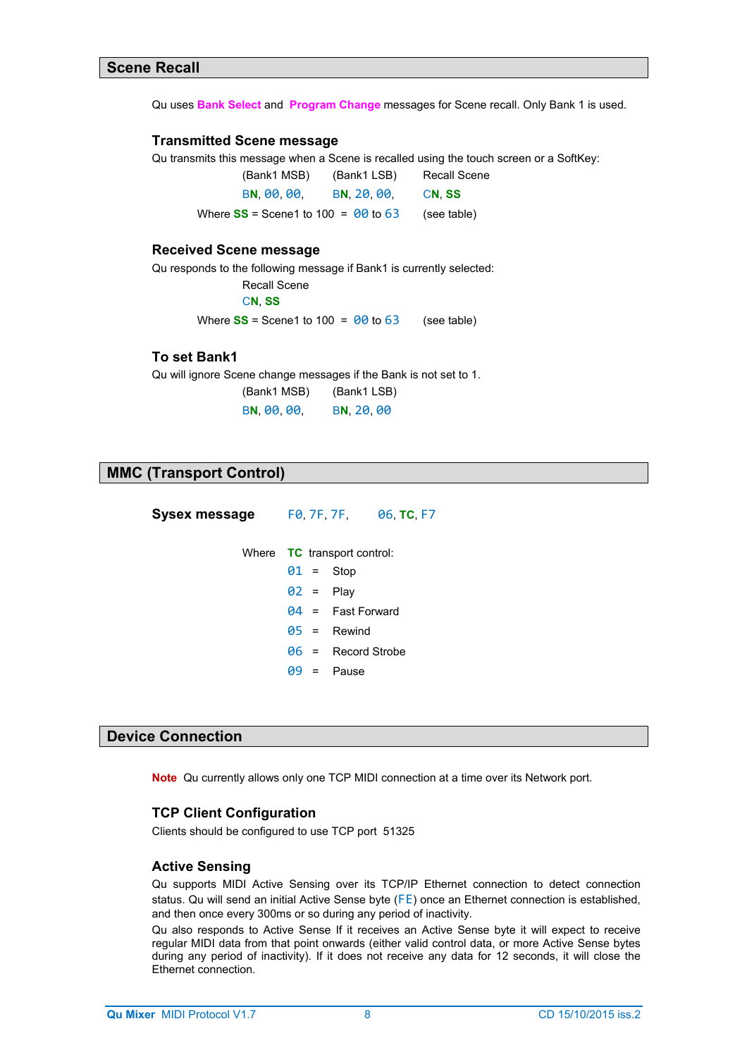## Scene Recall

Qu uses **Bank Select** and **Program Change** messages for Scene recall. Only Bank 1 is used.

### Transmitted Scene message

Qu transmits this message when a Scene is recalled using the touch screen or a SoftKey:

| (Bank1 MSB) | (Bank1 LSB) | Recall Scene |
|---|---|---|
| BN, 00, 00, | BN, 20, 00, | CN, SS |

Where SS = Scene1 to 100 = 00 to 63 (see table)

### Received Scene message

Qu responds to the following message if Bank1 is currently selected:

Recall Scene
CN, SS

Where SS = Scene1 to 100 = 00 to 63 (see table)

### To set Bank1

Qu will ignore Scene change messages if the Bank is not set to 1.

| (Bank1 MSB) | (Bank1 LSB) |
|---|---|
| BN, 00, 00, | BN, 20, 00 |

## MMC (Transport Control)

**Sysex message** F0, 7F, 7F, 06, TC, F7

Where TC transport control:

- 01 = Stop
- 02 = Play
- 04 = Fast Forward
- 05 = Rewind
- 06 = Record Strobe
- 09 = Pause

## Device Connection

**Note** Qu currently allows only one TCP MIDI connection at a time over its Network port.

### TCP Client Configuration

Clients should be configured to use TCP port 51325

### Active Sensing

Qu supports MIDI Active Sensing over its TCP/IP Ethernet connection to detect connection status. Qu will send an initial Active Sense byte (FE) once an Ethernet connection is established, and then once every 300ms or so during any period of inactivity.

Qu also responds to Active Sense If it receives an Active Sense byte it will expect to receive regular MIDI data from that point onwards (either valid control data, or more Active Sense bytes during any period of inactivity). If it does not receive any data for 12 seconds, it will close the Ethernet connection.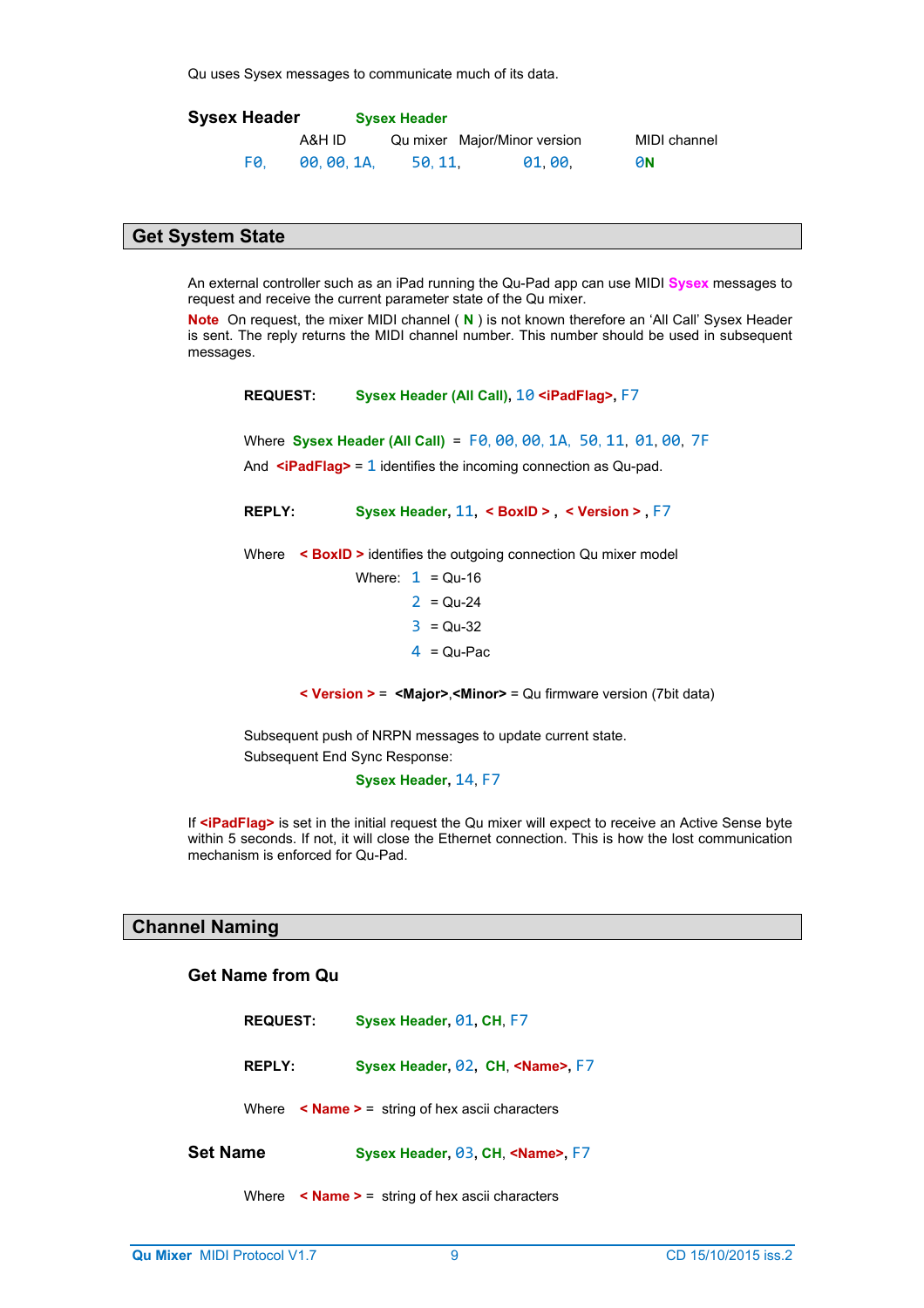Qu uses Sysex messages to communicate much of its data.

| **Sysex Header** | **Sysex Header** | | | |
|---|---|---|---|---|
| | A&H ID | Qu mixer | Major/Minor version | MIDI channel |
| F0, | 00, 00, 1A, | 50, 11, | 01, 00, | **0N** |

## Get System State

An external controller such as an iPad running the Qu-Pad app can use MIDI **Sysex** messages to request and receive the current parameter state of the Qu mixer.

**Note** On request, the mixer MIDI channel ( **N** ) is not known therefore an 'All Call' Sysex Header is sent. The reply returns the MIDI channel number. This number should be used in subsequent messages.

**REQUEST:** **Sysex Header (All Call)**, 10 **<iPadFlag>**, F7

Where **Sysex Header (All Call)** = F0, 00, 00, 1A, 50, 11, 01, 00, 7F

And **<iPadFlag>** = 1 identifies the incoming connection as Qu-pad.

**REPLY:** **Sysex Header**, 11, **< BoxID >** , **< Version >** , F7

Where **< BoxID >** identifies the outgoing connection Qu mixer model

Where:
- 1 = Qu-16
- 2 = Qu-24
- 3 = Qu-32
- 4 = Qu-Pac

**< Version >** = **<Major>**,**<Minor>** = Qu firmware version (7bit data)

Subsequent push of NRPN messages to update current state.

Subsequent End Sync Response:

**Sysex Header**, 14, F7

If **<iPadFlag>** is set in the initial request the Qu mixer will expect to receive an Active Sense byte within 5 seconds. If not, it will close the Ethernet connection. This is how the lost communication mechanism is enforced for Qu-Pad.

## Channel Naming

### Get Name from Qu

**REQUEST:** **Sysex Header**, 01, **CH**, F7

**REPLY:** **Sysex Header**, 02, **CH**, **<Name>**, F7

Where **< Name >** = string of hex ascii characters

### Set Name

**Sysex Header**, 03, **CH**, **<Name>**, F7

Where **< Name >** = string of hex ascii characters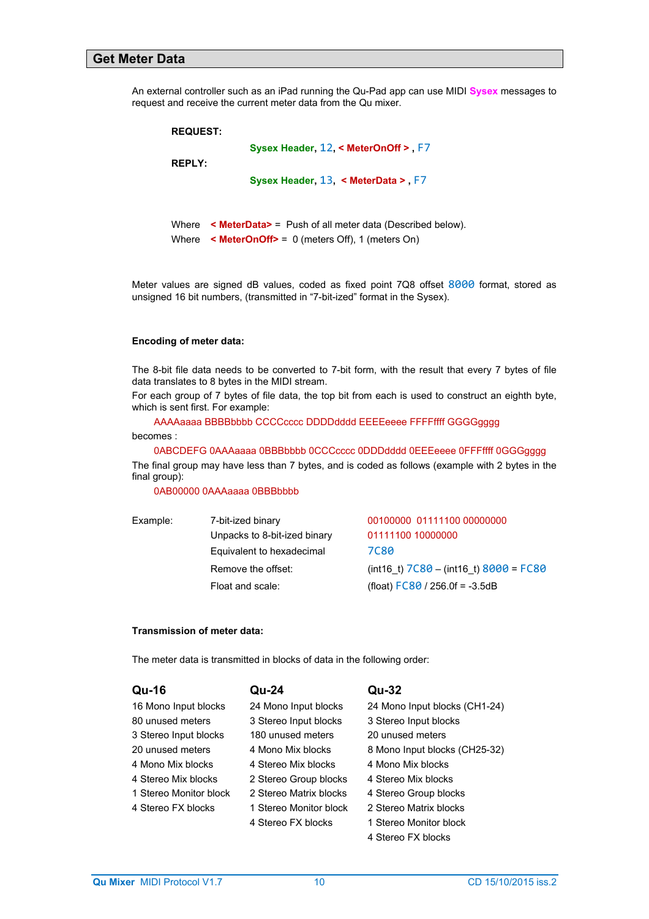## Get Meter Data

An external controller such as an iPad running the Qu-Pad app can use MIDI **Sysex** messages to request and receive the current meter data from the Qu mixer.

**REQUEST:**

**Sysex Header**, 12, **< MeterOnOff >** , F7

**REPLY:**

**Sysex Header**, 13, **< MeterData >** , F7

Where **< MeterData>** = Push of all meter data (Described below).
Where **< MeterOnOff>** = 0 (meters Off), 1 (meters On)

Meter values are signed dB values, coded as fixed point 7Q8 offset 8000 format, stored as unsigned 16 bit numbers, (transmitted in "7-bit-ized" format in the Sysex).

**Encoding of meter data:**

The 8-bit file data needs to be converted to 7-bit form, with the result that every 7 bytes of file data translates to 8 bytes in the MIDI stream.
For each group of 7 bytes of file data, the top bit from each is used to construct an eighth byte, which is sent first. For example:

AAAAaaaa BBBBbbbb CCCCcccc DDDDdddd EEEEeeee FFFFffff GGGGgggg

becomes :

0ABCDEFG 0AAAaaaa 0BBBbbbb 0CCCcccc 0DDDdddd 0EEEeeee 0FFFffff 0GGGgggg

The final group may have less than 7 bytes, and is coded as follows (example with 2 bytes in the final group):

0AB00000 0AAAaaaa 0BBBbbbb

| Example: | 7-bit-ized binary | 00100000 01111100 00000000 |
|---|---|---|
| | Unpacks to 8-bit-ized binary | 01111100 10000000 |
| | Equivalent to hexadecimal | 7C80 |
| | Remove the offset: | (int16_t) 7C80 – (int16_t) 8000 = FC80 |
| | Float and scale: | (float) FC80 / 256.0f = -3.5dB |

**Transmission of meter data:**

The meter data is transmitted in blocks of data in the following order:

| Qu-16 | Qu-24 | Qu-32 |
|---|---|---|
| 16 Mono Input blocks | 24 Mono Input blocks | 24 Mono Input blocks (CH1-24) |
| 80 unused meters | 3 Stereo Input blocks | 3 Stereo Input blocks |
| 3 Stereo Input blocks | 180 unused meters | 20 unused meters |
| 20 unused meters | 4 Mono Mix blocks | 8 Mono Input blocks (CH25-32) |
| 4 Mono Mix blocks | 4 Stereo Mix blocks | 4 Mono Mix blocks |
| 4 Stereo Mix blocks | 2 Stereo Group blocks | 4 Stereo Mix blocks |
| 1 Stereo Monitor block | 2 Stereo Matrix blocks | 4 Stereo Group blocks |
| 4 Stereo FX blocks | 1 Stereo Monitor block | 2 Stereo Matrix blocks |
| | 4 Stereo FX blocks | 1 Stereo Monitor block |
| | | 4 Stereo FX blocks |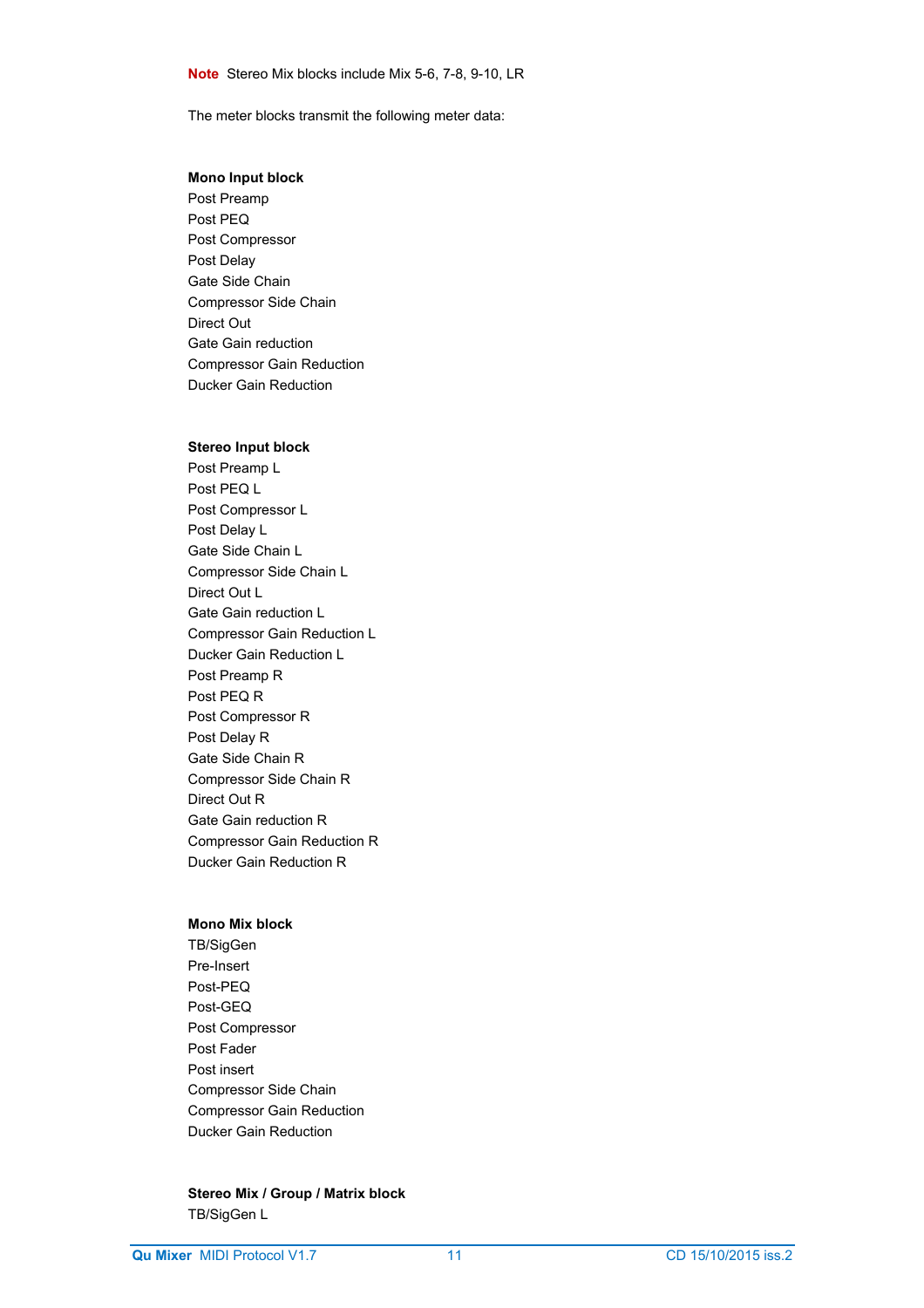**Note** Stereo Mix blocks include Mix 5-6, 7-8, 9-10, LR

The meter blocks transmit the following meter data:

**Mono Input block**

Post Preamp
Post PEQ
Post Compressor
Post Delay
Gate Side Chain
Compressor Side Chain
Direct Out
Gate Gain reduction
Compressor Gain Reduction
Ducker Gain Reduction

**Stereo Input block**

Post Preamp L
Post PEQ L
Post Compressor L
Post Delay L
Gate Side Chain L
Compressor Side Chain L
Direct Out L
Gate Gain reduction L
Compressor Gain Reduction L
Ducker Gain Reduction L
Post Preamp R
Post PEQ R
Post Compressor R
Post Delay R
Gate Side Chain R
Compressor Side Chain R
Direct Out R
Gate Gain reduction R
Compressor Gain Reduction R
Ducker Gain Reduction R

**Mono Mix block**

TB/SigGen
Pre-Insert
Post-PEQ
Post-GEQ
Post Compressor
Post Fader
Post insert
Compressor Side Chain
Compressor Gain Reduction
Ducker Gain Reduction

**Stereo Mix / Group / Matrix block**

TB/SigGen L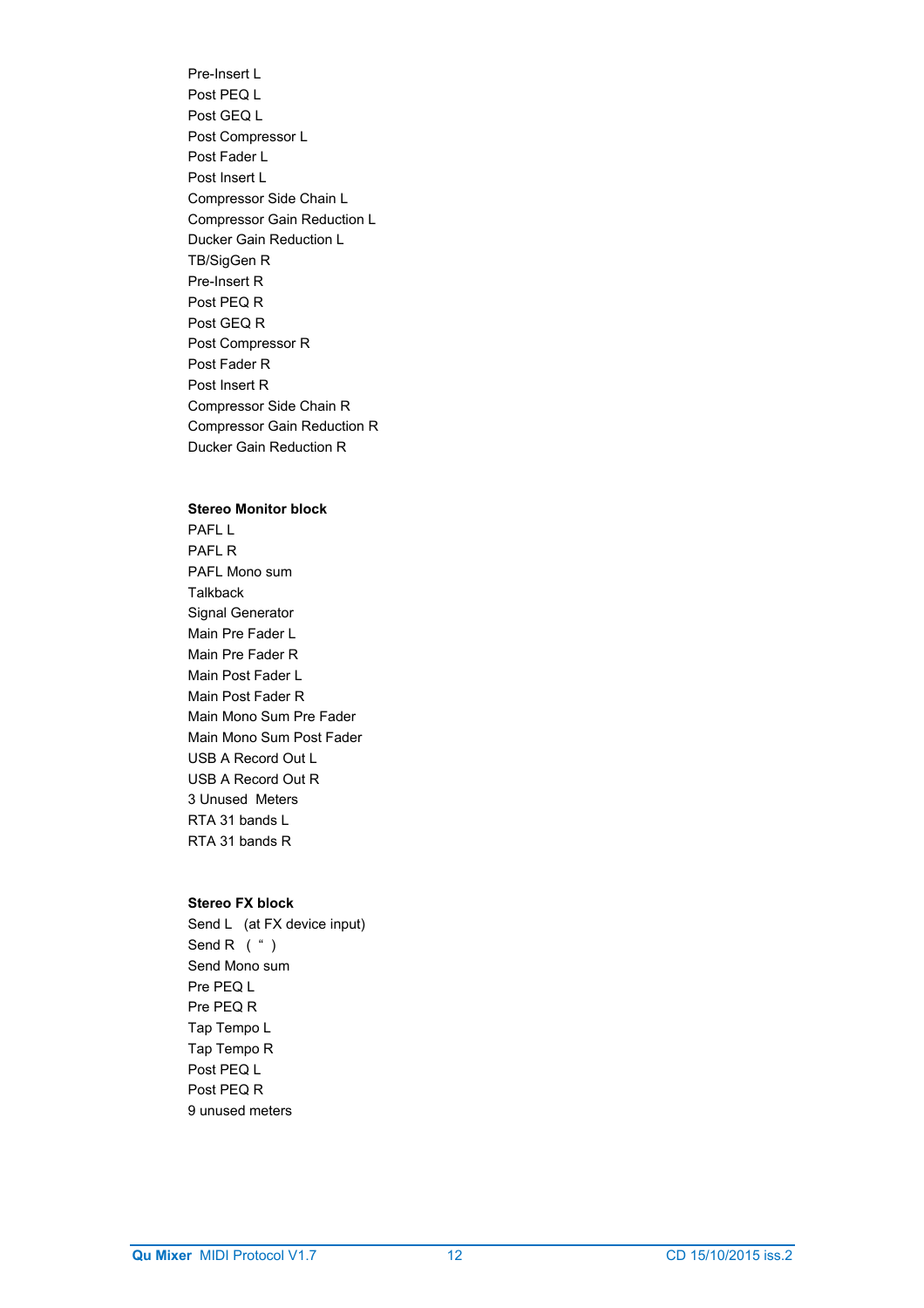Pre-Insert L
Post PEQ L
Post GEQ L
Post Compressor L
Post Fader L
Post Insert L
Compressor Side Chain L
Compressor Gain Reduction L
Ducker Gain Reduction L
TB/SigGen R
Pre-Insert R
Post PEQ R
Post GEQ R
Post Compressor R
Post Fader R
Post Insert R
Compressor Side Chain R
Compressor Gain Reduction R
Ducker Gain Reduction R

**Stereo Monitor block**
PAFL L
PAFL R
PAFL Mono sum
Talkback
Signal Generator
Main Pre Fader L
Main Pre Fader R
Main Post Fader L
Main Post Fader R
Main Mono Sum Pre Fader
Main Mono Sum Post Fader
USB A Record Out L
USB A Record Out R
3 Unused Meters
RTA 31 bands L
RTA 31 bands R

**Stereo FX block**
Send L (at FX device input)
Send R ( " )
Send Mono sum
Pre PEQ L
Pre PEQ R
Tap Tempo L
Tap Tempo R
Post PEQ L
Post PEQ R
9 unused meters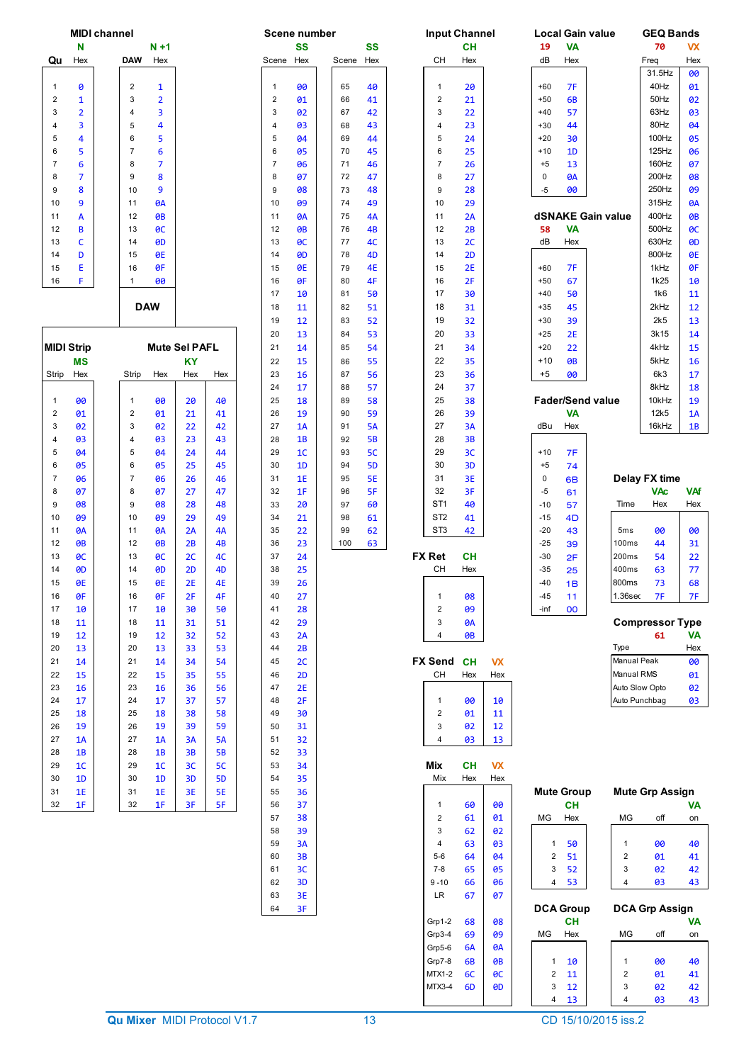## MIDI channel

| Qu | N Hex | DAW | N +1 Hex |
|---|---|---|---|
| 1 | 0 | 2 | 1 |
| 2 | 1 | 3 | 2 |
| 3 | 2 | 4 | 3 |
| 4 | 3 | 5 | 4 |
| 5 | 4 | 6 | 5 |
| 6 | 5 | 7 | 6 |
| 7 | 6 | 8 | 7 |
| 8 | 7 | 9 | 8 |
| 9 | 8 | 10 | 9 |
| 10 | 9 | 11 | 0A |
| 11 | A | 12 | 0B |
| 12 | B | 13 | 0C |
| 13 | C | 14 | 0D |
| 14 | D | 15 | 0E |
| 15 | E | 16 | 0F |
| 16 | F | 1 | 00 |

DAW

## MIDI Strip / Mute Sel PAFL

| Strip | MS Hex | Strip | KY Hex | Hex | Hex |
|---|---|---|---|---|---|
| 1 | 00 | 1 | 00 | 20 | 40 |
| 2 | 01 | 2 | 01 | 21 | 41 |
| 3 | 02 | 3 | 02 | 22 | 42 |
| 4 | 03 | 4 | 03 | 23 | 43 |
| 5 | 04 | 5 | 04 | 24 | 44 |
| 6 | 05 | 6 | 05 | 25 | 45 |
| 7 | 06 | 7 | 06 | 26 | 46 |
| 8 | 07 | 8 | 07 | 27 | 47 |
| 9 | 08 | 9 | 08 | 28 | 48 |
| 10 | 09 | 10 | 09 | 29 | 49 |
| 11 | 0A | 11 | 0A | 2A | 4A |
| 12 | 0B | 12 | 0B | 2B | 4B |
| 13 | 0C | 13 | 0C | 2C | 4C |
| 14 | 0D | 14 | 0D | 2D | 4D |
| 15 | 0E | 15 | 0E | 2E | 4E |
| 16 | 0F | 16 | 0F | 2F | 4F |
| 17 | 10 | 17 | 10 | 30 | 50 |
| 18 | 11 | 18 | 11 | 31 | 51 |
| 19 | 12 | 19 | 12 | 32 | 52 |
| 20 | 13 | 20 | 13 | 33 | 53 |
| 21 | 14 | 21 | 14 | 34 | 54 |
| 22 | 15 | 22 | 15 | 35 | 55 |
| 23 | 16 | 23 | 16 | 36 | 56 |
| 24 | 17 | 24 | 17 | 37 | 57 |
| 25 | 18 | 25 | 18 | 38 | 58 |
| 26 | 19 | 26 | 19 | 39 | 59 |
| 27 | 1A | 27 | 1A | 3A | 5A |
| 28 | 1B | 28 | 1B | 3B | 5B |
| 29 | 1C | 29 | 1C | 3C | 5C |
| 30 | 1D | 30 | 1D | 3D | 5D |
| 31 | 1E | 31 | 1E | 3E | 5E |
| 32 | 1F | 32 | 1F | 3F | 5F |

## Scene number

| Scene | SS Hex | Scene | SS Hex |
|---|---|---|---|
| 1 | 00 | 65 | 40 |
| 2 | 01 | 66 | 41 |
| 3 | 02 | 67 | 42 |
| 4 | 03 | 68 | 43 |
| 5 | 04 | 69 | 44 |
| 6 | 05 | 70 | 45 |
| 7 | 06 | 71 | 46 |
| 8 | 07 | 72 | 47 |
| 9 | 08 | 73 | 48 |
| 10 | 09 | 74 | 49 |
| 11 | 0A | 75 | 4A |
| 12 | 0B | 76 | 4B |
| 13 | 0C | 77 | 4C |
| 14 | 0D | 78 | 4D |
| 15 | 0E | 79 | 4E |
| 16 | 0F | 80 | 4F |
| 17 | 10 | 81 | 50 |
| 18 | 11 | 82 | 51 |
| 19 | 12 | 83 | 52 |
| 20 | 13 | 84 | 53 |
| 21 | 14 | 85 | 54 |
| 22 | 15 | 86 | 55 |
| 23 | 16 | 87 | 56 |
| 24 | 17 | 88 | 57 |
| 25 | 18 | 89 | 58 |
| 26 | 19 | 90 | 59 |
| 27 | 1A | 91 | 5A |
| 28 | 1B | 92 | 5B |
| 29 | 1C | 93 | 5C |
| 30 | 1D | 94 | 5D |
| 31 | 1E | 95 | 5E |
| 32 | 1F | 96 | 5F |
| 33 | 20 | 97 | 60 |
| 34 | 21 | 98 | 61 |
| 35 | 22 | 99 | 62 |
| 36 | 23 | 100 | 63 |
| 37 | 24 | | |
| 38 | 25 | | |
| 39 | 26 | | |
| 40 | 27 | | |
| 41 | 28 | | |
| 42 | 29 | | |
| 43 | 2A | | |
| 44 | 2B | | |
| 45 | 2C | | |
| 46 | 2D | | |
| 47 | 2E | | |
| 48 | 2F | | |
| 49 | 30 | | |
| 50 | 31 | | |
| 51 | 32 | | |
| 52 | 33 | | |
| 53 | 34 | | |
| 54 | 35 | | |
| 55 | 36 | | |
| 56 | 37 | | |
| 57 | 38 | | |
| 58 | 39 | | |
| 59 | 3A | | |
| 60 | 3B | | |
| 61 | 3C | | |
| 62 | 3D | | |
| 63 | 3E | | |
| 64 | 3F | | |

## Input Channel

| CH | CH Hex |
|---|---|
| 1 | 20 |
| 2 | 21 |
| 3 | 22 |
| 4 | 23 |
| 5 | 24 |
| 6 | 25 |
| 7 | 26 |
| 8 | 27 |
| 9 | 28 |
| 10 | 29 |
| 11 | 2A |
| 12 | 2B |
| 13 | 2C |
| 14 | 2D |
| 15 | 2E |
| 16 | 2F |
| 17 | 30 |
| 18 | 31 |
| 19 | 32 |
| 20 | 33 |
| 21 | 34 |
| 22 | 35 |
| 23 | 36 |
| 24 | 37 |
| 25 | 38 |
| 26 | 39 |
| 27 | 3A |
| 28 | 3B |
| 29 | 3C |
| 30 | 3D |
| 31 | 3E |
| 32 | 3F |
| ST1 | 40 |
| ST2 | 41 |
| ST3 | 42 |

## FX Ret

| CH | CH Hex |
|---|---|
| 1 | 08 |
| 2 | 09 |
| 3 | 0A |
| 4 | 0B |

## FX Send

| CH | CH Hex | VX Hex |
|---|---|---|
| 1 | 00 | 10 |
| 2 | 01 | 11 |
| 3 | 02 | 12 |
| 4 | 03 | 13 |

## Mix

| Mix | CH Hex | VX Hex |
|---|---|---|
| 1 | 60 | 00 |
| 2 | 61 | 01 |
| 3 | 62 | 02 |
| 4 | 63 | 03 |
| 5-6 | 64 | 04 |
| 7-8 | 65 | 05 |
| 9 -10 | 66 | 06 |
| LR | 67 | 07 |
| Grp1-2 | 68 | 08 |
| Grp3-4 | 69 | 09 |
| Grp5-6 | 6A | 0A |
| Grp7-8 | 6B | 0B |
| MTX1-2 | 6C | 0C |
| MTX3-4 | 6D | 0D |

## Local Gain value

19 VA

| dB | Hex |
|---|---|
| +60 | 7F |
| +50 | 6B |
| +40 | 57 |
| +30 | 44 |
| +20 | 30 |
| +10 | 1D |
| +5 | 13 |
| 0 | 0A |
| -5 | 00 |

## dSNAKE Gain value

58 VA

| dB | Hex |
|---|---|
| +60 | 7F |
| +50 | 67 |
| +40 | 50 |
| +35 | 45 |
| +30 | 39 |
| +25 | 2E |
| +20 | 22 |
| +10 | 0B |
| +5 | 00 |

## Fader/Send value

VA

| dBu | Hex |
|---|---|
| +10 | 7F |
| +5 | 74 |
| 0 | 6B |
| -5 | 61 |
| -10 | 57 |
| -15 | 4D |
| -20 | 43 |
| -25 | 39 |
| -30 | 2F |
| -35 | 25 |
| -40 | 1B |
| -45 | 11 |
| -inf | 00 |

## GEQ Bands

70 VX

| Freq | Hex |
|---|---|
| 31.5Hz | 00 |
| 40Hz | 01 |
| 50Hz | 02 |
| 63Hz | 03 |
| 80Hz | 04 |
| 100Hz | 05 |
| 125Hz | 06 |
| 160Hz | 07 |
| 200Hz | 08 |
| 250Hz | 09 |
| 315Hz | 0A |
| 400Hz | 0B |
| 500Hz | 0C |
| 630Hz | 0D |
| 800Hz | 0E |
| 1kHz | 0F |
| 1k25 | 10 |
| 1k6 | 11 |
| 2kHz | 12 |
| 2k5 | 13 |
| 3k15 | 14 |
| 4kHz | 15 |
| 5kHz | 16 |
| 6k3 | 17 |
| 8kHz | 18 |
| 10kHz | 19 |
| 12k5 | 1A |
| 16kHz | 1B |

## Delay FX time

| Time | VAc Hex | VAf Hex |
|---|---|---|
| 5ms | 00 | 00 |
| 100ms | 44 | 31 |
| 200ms | 54 | 22 |
| 400ms | 63 | 77 |
| 800ms | 73 | 68 |
| 1.36sec | 7F | 7F |

## Compressor Type

61 VA

| Type | Hex |
|---|---|
| Manual Peak | 00 |
| Manual RMS | 01 |
| Auto Slow Opto | 02 |
| Auto Punchbag | 03 |

## Mute Group

| MG | CH Hex |
|---|---|
| 1 | 50 |
| 2 | 51 |
| 3 | 52 |
| 4 | 53 |

## Mute Grp Assign

| MG | VA off | VA on |
|---|---|---|
| 1 | 00 | 40 |
| 2 | 01 | 41 |
| 3 | 02 | 42 |
| 4 | 03 | 43 |

## DCA Group

| MG | CH Hex |
|---|---|
| 1 | 10 |
| 2 | 11 |
| 3 | 12 |
| 4 | 13 |

## DCA Grp Assign

| MG | VA off | VA on |
|---|---|---|
| 1 | 00 | 40 |
| 2 | 01 | 41 |
| 3 | 02 | 42 |
| 4 | 03 | 43 |